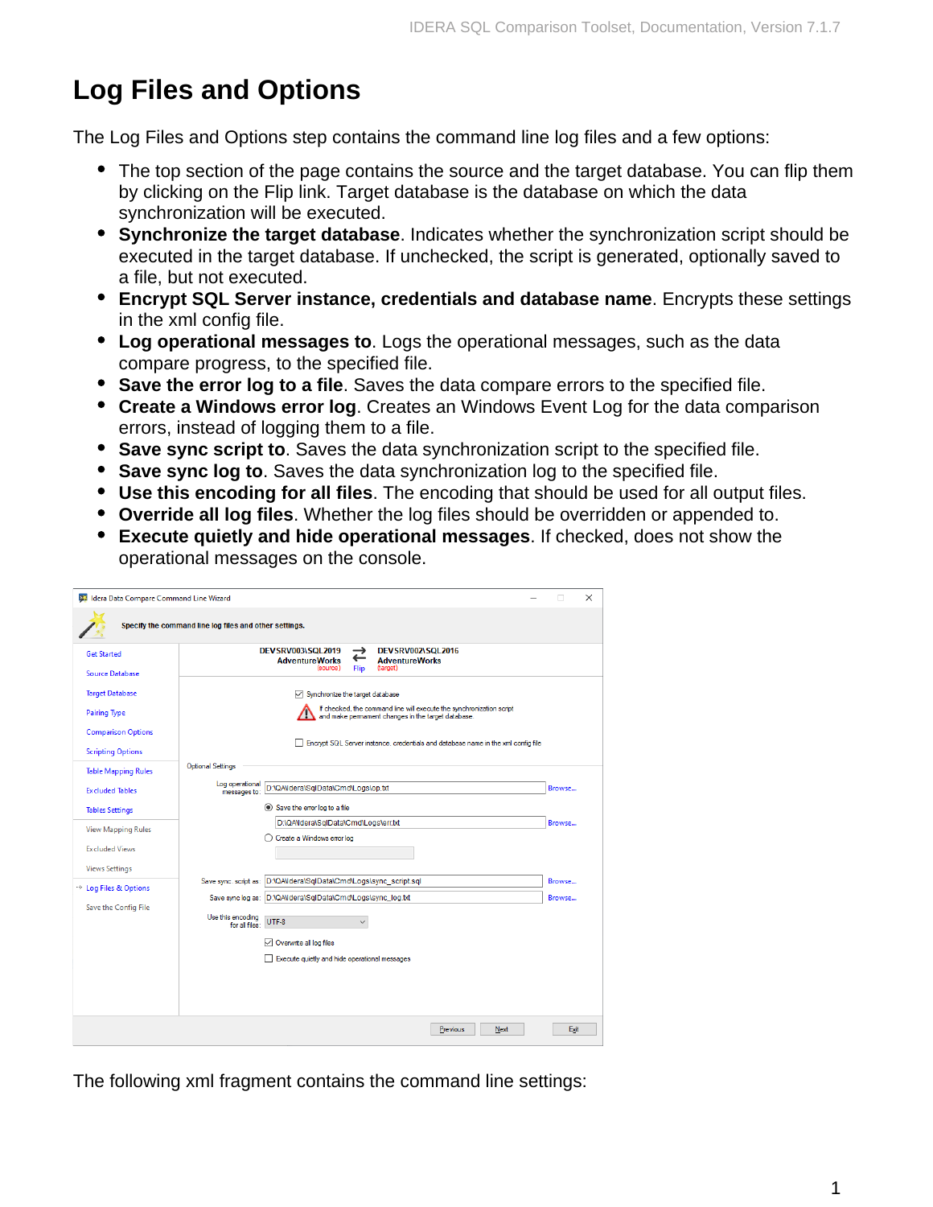# Log Files and Options

The Log Files and Options step contains the command line log files and a few options:

- The top section of the page contains the source and the target database. You can flip them by clicking on the Flip link. Target database is the database on which the data synchronization will be executed.
- **Synchronize the target database**. Indicates whether the synchronization script should be executed in the target database. If unchecked, the script is generated, optionally saved to a file, but not executed.
- **Encrypt SQL Server instance, credentials and database name**. Encrypts these settings in the xml config file.
- **Log operational messages to**. Logs the operational messages, such as the data compare progress, to the specified file.
- **Save the error log to a file**. Saves the data compare errors to the specified file.
- **Create a Windows error log**. Creates an Windows Event Log for the data comparison errors, instead of logging them to a file.
- **Save sync script to**. Saves the data synchronization script to the specified file.
- **Save sync log to**. Saves the data synchronization log to the specified file.
- **Use this encoding for all files**. The encoding that should be used for all output files.
- **Override all log files**. Whether the log files should be overridden or appended to.
- **Execute quietly and hide operational messages**. If checked, does not show the operational messages on the console.

The following xml fragment contains the command line settings: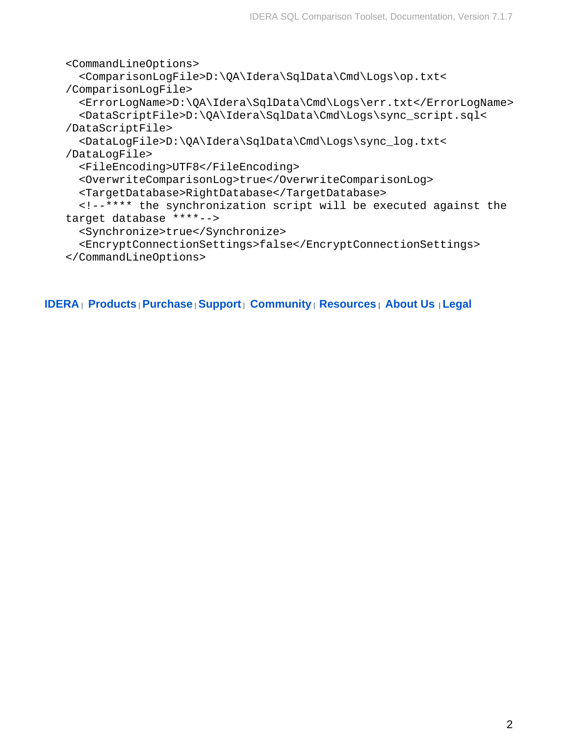```
<CommandLineOptions>
  <ComparisonLogFile>D:\QA\Idera\SqlData\Cmd\Logs\op.txt<
/ComparisonLogFile>
  <ErrorLogName>D:\QA\Idera\SqlData\Cmd\Logs\err.txt</ErrorLogName>
  <DataScriptFile>D:\QA\Idera\SqlData\Cmd\Logs\sync_script.sql<
/DataScriptFile>
  <DataLogFile>D:\QA\Idera\SqlData\Cmd\Logs\sync_log.txt<
/DataLogFile>
  <FileEncoding>UTF8</FileEncoding>
  <OverwriteComparisonLog>true</OverwriteComparisonLog>
  <TargetDatabase>RightDatabase</TargetDatabase>
  <!--**** the synchronization script will be executed against the
target database ****-->
  <Synchronize>true</Synchronize>
  <EncryptConnectionSettings>false</EncryptConnectionSettings>
</CommandLineOptions>
```

**IDERA** | **Products** | **Purchase** | **Support** | **Community** | **Resources** | **About Us** | **Legal**